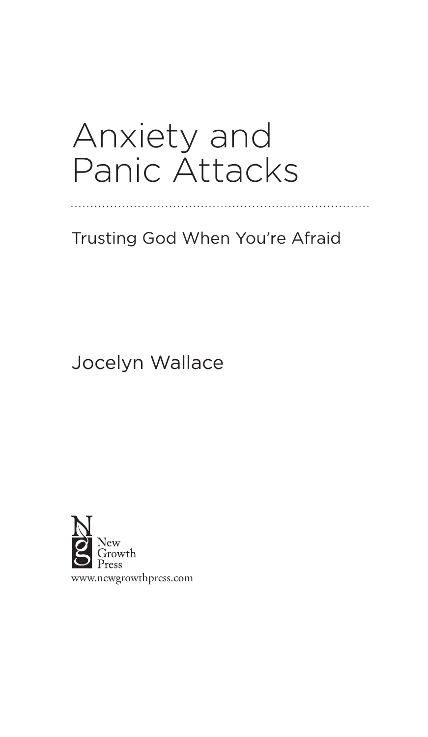# Anxiety and Panic Attacks

Trusting God When You're Afraid

Jocelyn Wallace

New Growth Press

www.newgrowthpress.com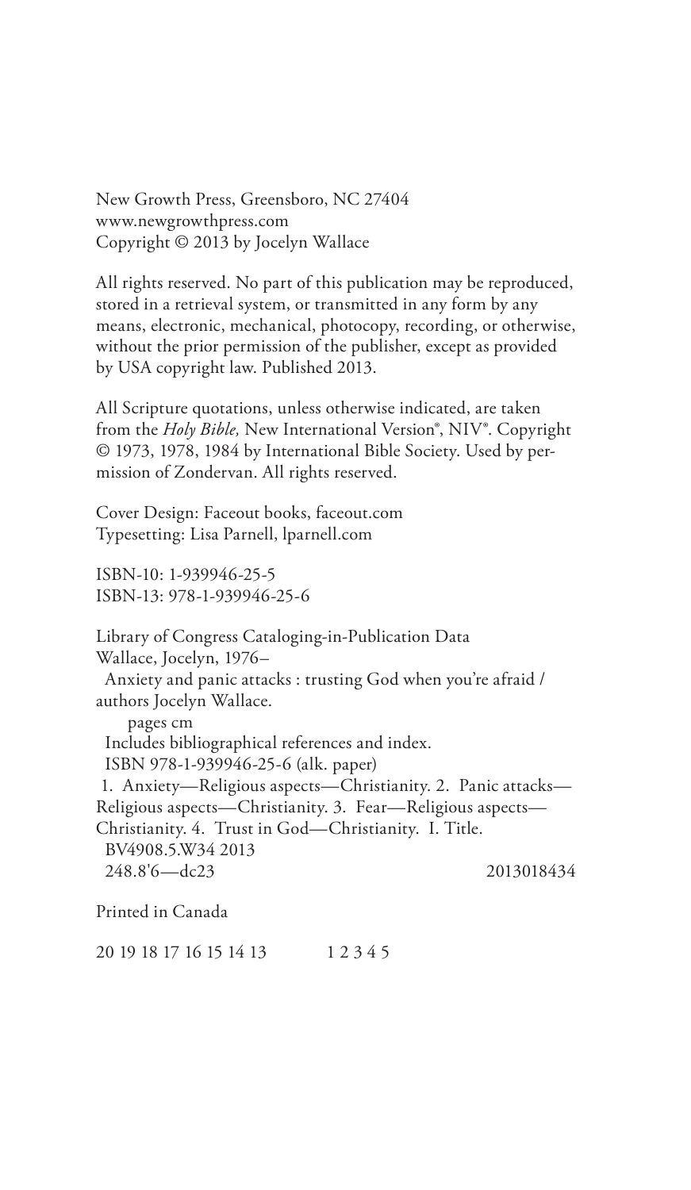New Growth Press, Greensboro, NC 27404
www.newgrowthpress.com
Copyright © 2013 by Jocelyn Wallace

All rights reserved. No part of this publication may be reproduced, stored in a retrieval system, or transmitted in any form by any means, electronic, mechanical, photocopy, recording, or otherwise, without the prior permission of the publisher, except as provided by USA copyright law. Published 2013.

All Scripture quotations, unless otherwise indicated, are taken from the *Holy Bible,* New International Version®, NIV®. Copyright © 1973, 1978, 1984 by International Bible Society. Used by permission of Zondervan. All rights reserved.

Cover Design: Faceout books, faceout.com
Typesetting: Lisa Parnell, lparnell.com

ISBN-10: 1-939946-25-5
ISBN-13: 978-1-939946-25-6

Library of Congress Cataloging-in-Publication Data
Wallace, Jocelyn, 1976–
Anxiety and panic attacks : trusting God when you're afraid / authors Jocelyn Wallace.
pages cm
Includes bibliographical references and index.
ISBN 978-1-939946-25-6 (alk. paper)
1. Anxiety—Religious aspects—Christianity. 2. Panic attacks—Religious aspects—Christianity. 3. Fear—Religious aspects—Christianity. 4. Trust in God—Christianity. I. Title.
BV4908.5.W34 2013
248.8'6—dc23 2013018434

Printed in Canada

20 19 18 17 16 15 14 13 1 2 3 4 5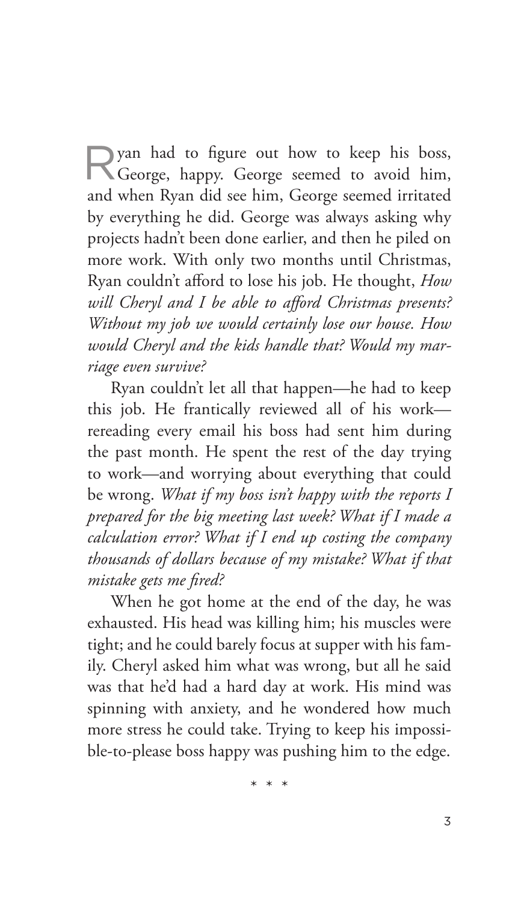Ryan had to figure out how to keep his boss, George, happy. George seemed to avoid him, and when Ryan did see him, George seemed irritated by everything he did. George was always asking why projects hadn't been done earlier, and then he piled on more work. With only two months until Christmas, Ryan couldn't afford to lose his job. He thought, *How will Cheryl and I be able to afford Christmas presents? Without my job we would certainly lose our house. How would Cheryl and the kids handle that? Would my marriage even survive?*

Ryan couldn't let all that happen—he had to keep this job. He frantically reviewed all of his work—rereading every email his boss had sent him during the past month. He spent the rest of the day trying to work—and worrying about everything that could be wrong. *What if my boss isn't happy with the reports I prepared for the big meeting last week? What if I made a calculation error? What if I end up costing the company thousands of dollars because of my mistake? What if that mistake gets me fired?*

When he got home at the end of the day, he was exhausted. His head was killing him; his muscles were tight; and he could barely focus at supper with his family. Cheryl asked him what was wrong, but all he said was that he'd had a hard day at work. His mind was spinning with anxiety, and he wondered how much more stress he could take. Trying to keep his impossible-to-please boss happy was pushing him to the edge.

\* \* \*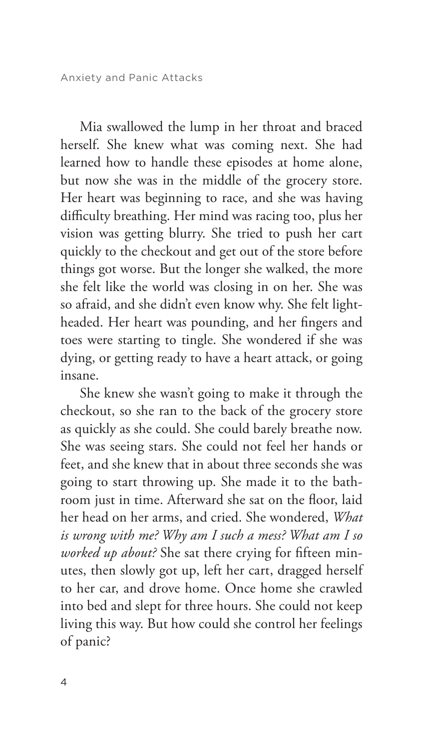Mia swallowed the lump in her throat and braced herself. She knew what was coming next. She had learned how to handle these episodes at home alone, but now she was in the middle of the grocery store. Her heart was beginning to race, and she was having difficulty breathing. Her mind was racing too, plus her vision was getting blurry. She tried to push her cart quickly to the checkout and get out of the store before things got worse. But the longer she walked, the more she felt like the world was closing in on her. She was so afraid, and she didn't even know why. She felt lightheaded. Her heart was pounding, and her fingers and toes were starting to tingle. She wondered if she was dying, or getting ready to have a heart attack, or going insane.

She knew she wasn't going to make it through the checkout, so she ran to the back of the grocery store as quickly as she could. She could barely breathe now. She was seeing stars. She could not feel her hands or feet, and she knew that in about three seconds she was going to start throwing up. She made it to the bathroom just in time. Afterward she sat on the floor, laid her head on her arms, and cried. She wondered, *What is wrong with me? Why am I such a mess? What am I so worked up about?* She sat there crying for fifteen minutes, then slowly got up, left her cart, dragged herself to her car, and drove home. Once home she crawled into bed and slept for three hours. She could not keep living this way. But how could she control her feelings of panic?